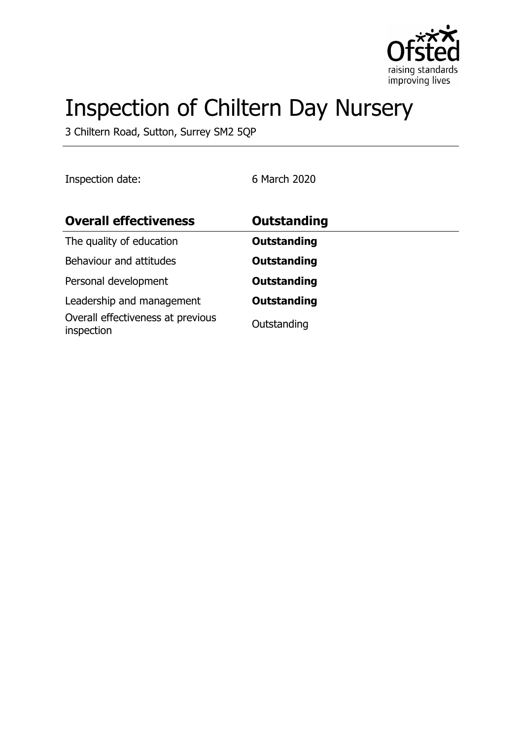# Inspection of Chiltern Day Nursery

3 Chiltern Road, Sutton, Surrey SM2 5QP

Inspection date: 6 March 2020

| **Overall effectiveness** | **Outstanding** |
|---|---|
| The quality of education | **Outstanding** |
| Behaviour and attitudes | **Outstanding** |
| Personal development | **Outstanding** |
| Leadership and management | **Outstanding** |
| Overall effectiveness at previous inspection | Outstanding |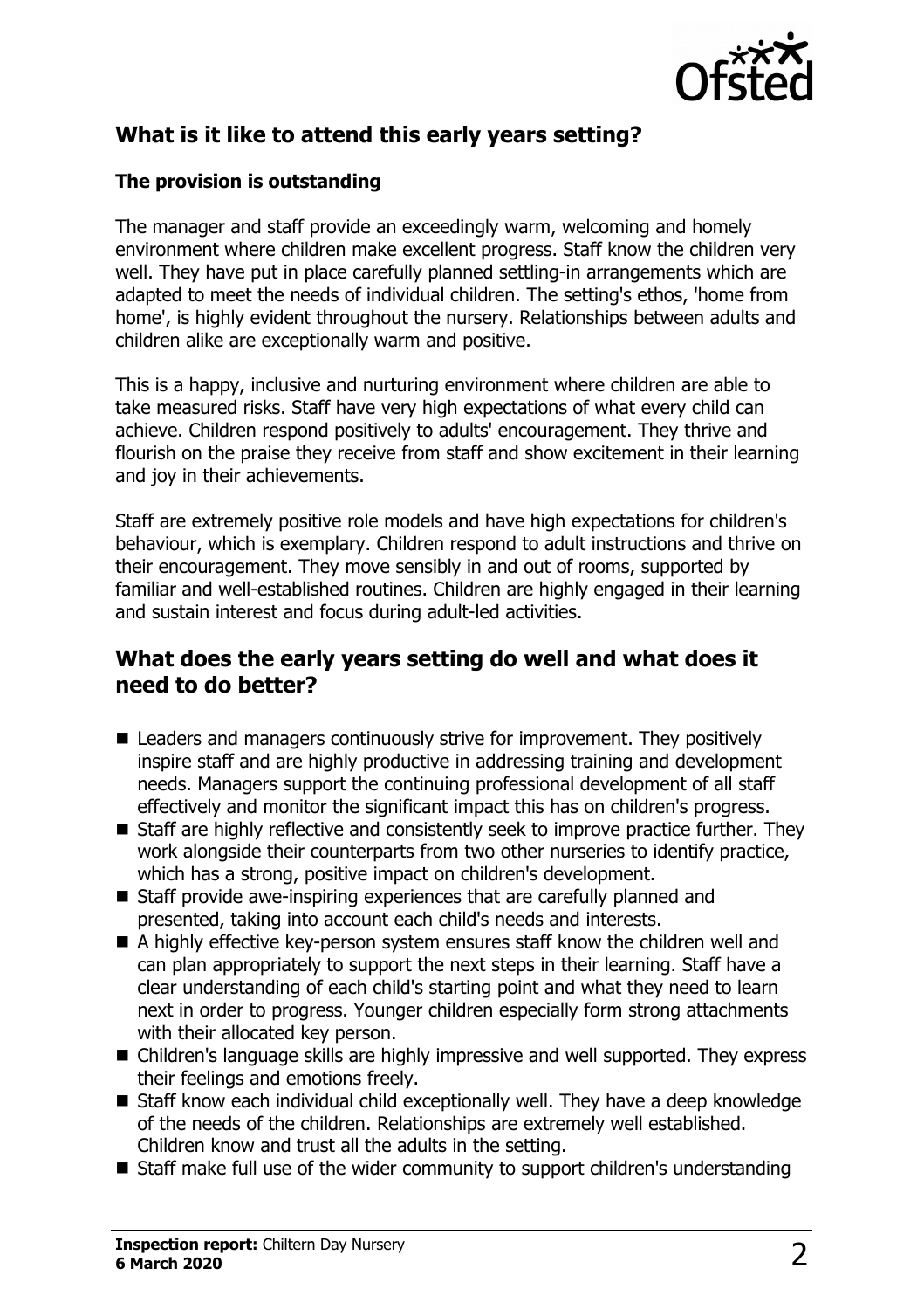## What is it like to attend this early years setting?

### The provision is outstanding

The manager and staff provide an exceedingly warm, welcoming and homely environment where children make excellent progress. Staff know the children very well. They have put in place carefully planned settling-in arrangements which are adapted to meet the needs of individual children. The setting's ethos, 'home from home', is highly evident throughout the nursery. Relationships between adults and children alike are exceptionally warm and positive.

This is a happy, inclusive and nurturing environment where children are able to take measured risks. Staff have very high expectations of what every child can achieve. Children respond positively to adults' encouragement. They thrive and flourish on the praise they receive from staff and show excitement in their learning and joy in their achievements.

Staff are extremely positive role models and have high expectations for children's behaviour, which is exemplary. Children respond to adult instructions and thrive on their encouragement. They move sensibly in and out of rooms, supported by familiar and well-established routines. Children are highly engaged in their learning and sustain interest and focus during adult-led activities.

## What does the early years setting do well and what does it need to do better?

- Leaders and managers continuously strive for improvement. They positively inspire staff and are highly productive in addressing training and development needs. Managers support the continuing professional development of all staff effectively and monitor the significant impact this has on children's progress.
- Staff are highly reflective and consistently seek to improve practice further. They work alongside their counterparts from two other nurseries to identify practice, which has a strong, positive impact on children's development.
- Staff provide awe-inspiring experiences that are carefully planned and presented, taking into account each child's needs and interests.
- A highly effective key-person system ensures staff know the children well and can plan appropriately to support the next steps in their learning. Staff have a clear understanding of each child's starting point and what they need to learn next in order to progress. Younger children especially form strong attachments with their allocated key person.
- Children's language skills are highly impressive and well supported. They express their feelings and emotions freely.
- Staff know each individual child exceptionally well. They have a deep knowledge of the needs of the children. Relationships are extremely well established. Children know and trust all the adults in the setting.
- Staff make full use of the wider community to support children's understanding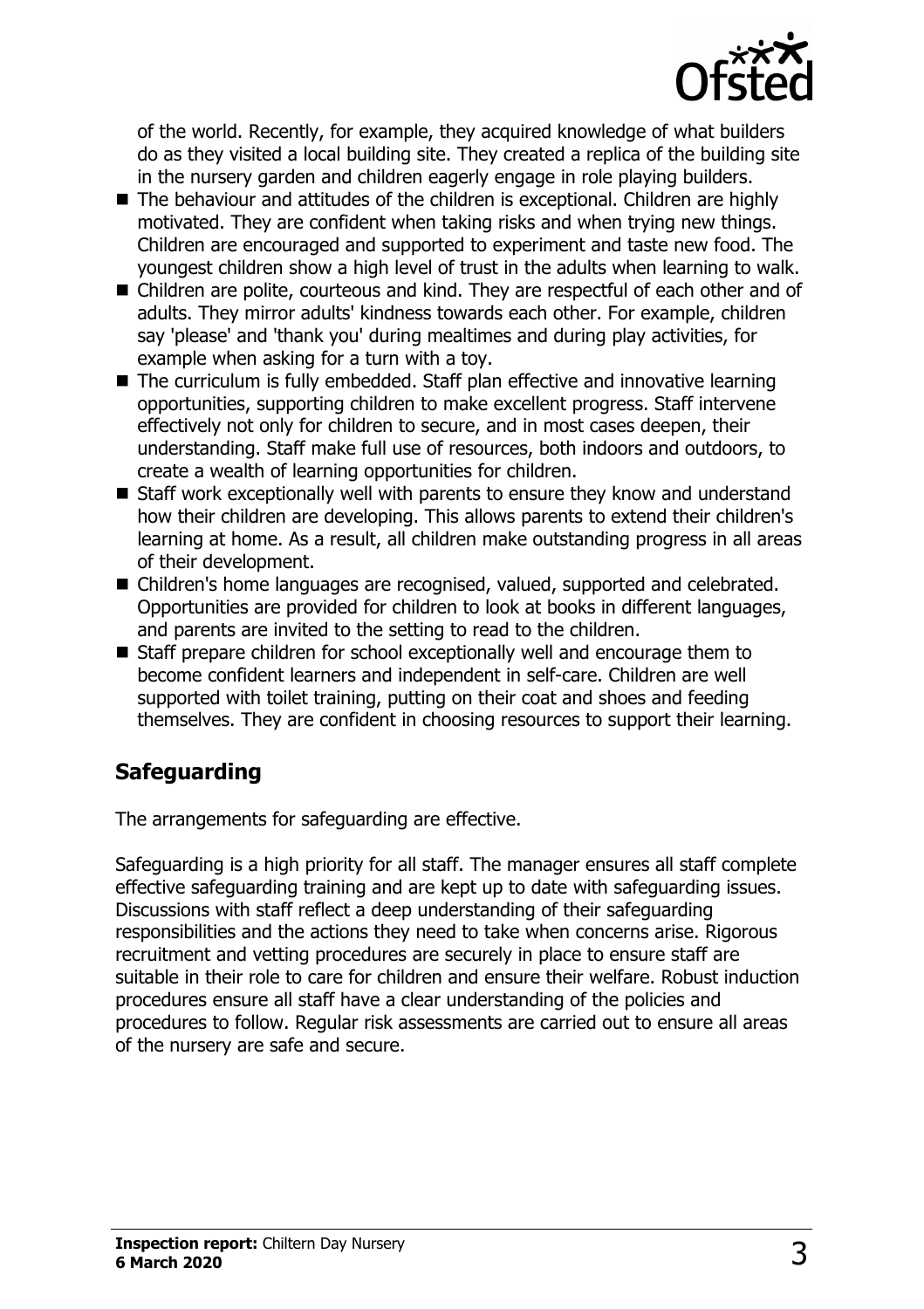of the world. Recently, for example, they acquired knowledge of what builders do as they visited a local building site. They created a replica of the building site in the nursery garden and children eagerly engage in role playing builders.

- The behaviour and attitudes of the children is exceptional. Children are highly motivated. They are confident when taking risks and when trying new things. Children are encouraged and supported to experiment and taste new food. The youngest children show a high level of trust in the adults when learning to walk.
- Children are polite, courteous and kind. They are respectful of each other and of adults. They mirror adults' kindness towards each other. For example, children say 'please' and 'thank you' during mealtimes and during play activities, for example when asking for a turn with a toy.
- The curriculum is fully embedded. Staff plan effective and innovative learning opportunities, supporting children to make excellent progress. Staff intervene effectively not only for children to secure, and in most cases deepen, their understanding. Staff make full use of resources, both indoors and outdoors, to create a wealth of learning opportunities for children.
- Staff work exceptionally well with parents to ensure they know and understand how their children are developing. This allows parents to extend their children's learning at home. As a result, all children make outstanding progress in all areas of their development.
- Children's home languages are recognised, valued, supported and celebrated. Opportunities are provided for children to look at books in different languages, and parents are invited to the setting to read to the children.
- Staff prepare children for school exceptionally well and encourage them to become confident learners and independent in self-care. Children are well supported with toilet training, putting on their coat and shoes and feeding themselves. They are confident in choosing resources to support their learning.

## Safeguarding

The arrangements for safeguarding are effective.

Safeguarding is a high priority for all staff. The manager ensures all staff complete effective safeguarding training and are kept up to date with safeguarding issues. Discussions with staff reflect a deep understanding of their safeguarding responsibilities and the actions they need to take when concerns arise. Rigorous recruitment and vetting procedures are securely in place to ensure staff are suitable in their role to care for children and ensure their welfare. Robust induction procedures ensure all staff have a clear understanding of the policies and procedures to follow. Regular risk assessments are carried out to ensure all areas of the nursery are safe and secure.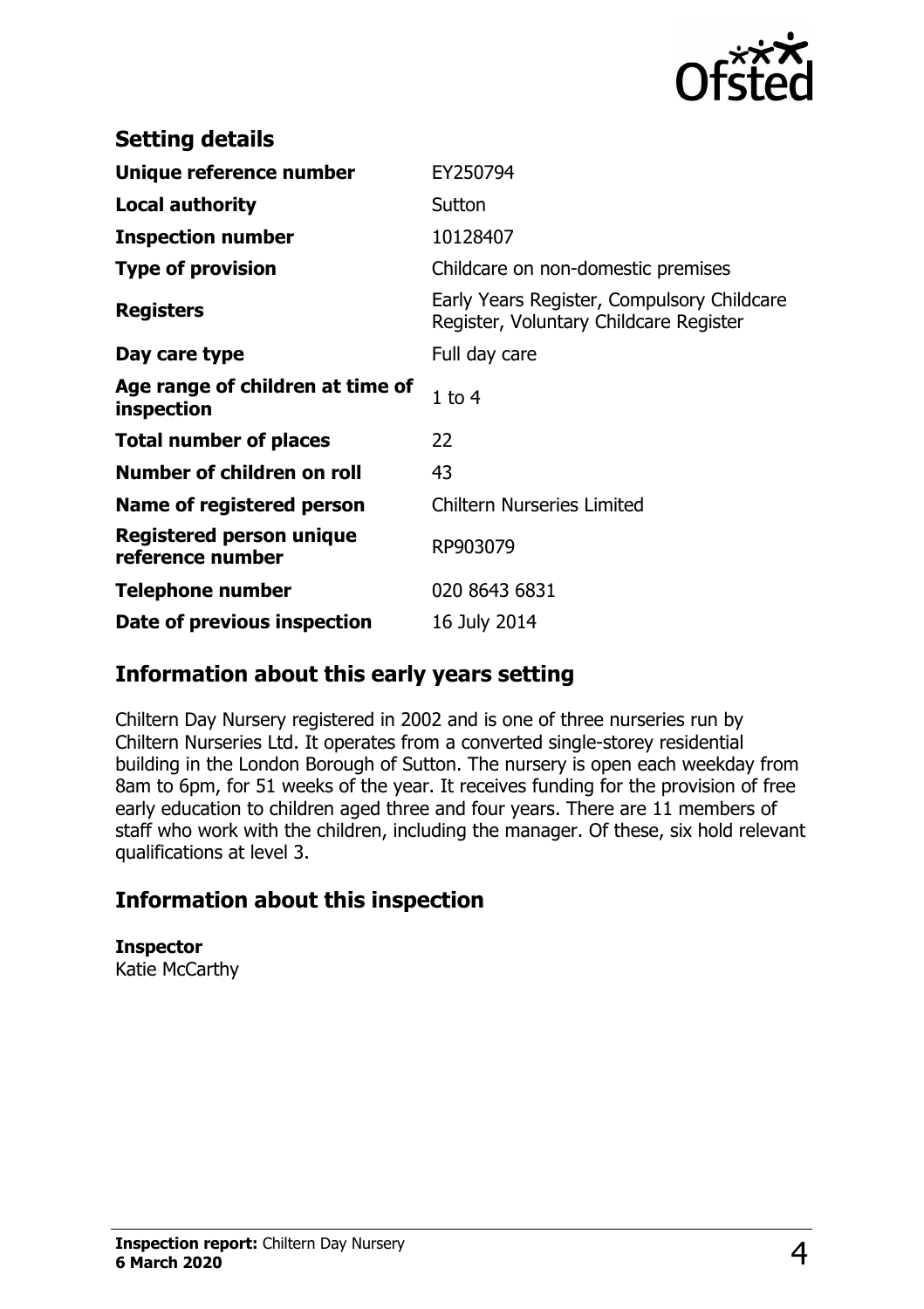## Setting details

| | |
|---|---|
| **Unique reference number** | EY250794 |
| **Local authority** | Sutton |
| **Inspection number** | 10128407 |
| **Type of provision** | Childcare on non-domestic premises |
| **Registers** | Early Years Register, Compulsory Childcare Register, Voluntary Childcare Register |
| **Day care type** | Full day care |
| **Age range of children at time of inspection** | 1 to 4 |
| **Total number of places** | 22 |
| **Number of children on roll** | 43 |
| **Name of registered person** | Chiltern Nurseries Limited |
| **Registered person unique reference number** | RP903079 |
| **Telephone number** | 020 8643 6831 |
| **Date of previous inspection** | 16 July 2014 |

## Information about this early years setting

Chiltern Day Nursery registered in 2002 and is one of three nurseries run by Chiltern Nurseries Ltd. It operates from a converted single-storey residential building in the London Borough of Sutton. The nursery is open each weekday from 8am to 6pm, for 51 weeks of the year. It receives funding for the provision of free early education to children aged three and four years. There are 11 members of staff who work with the children, including the manager. Of these, six hold relevant qualifications at level 3.

## Information about this inspection

**Inspector**
Katie McCarthy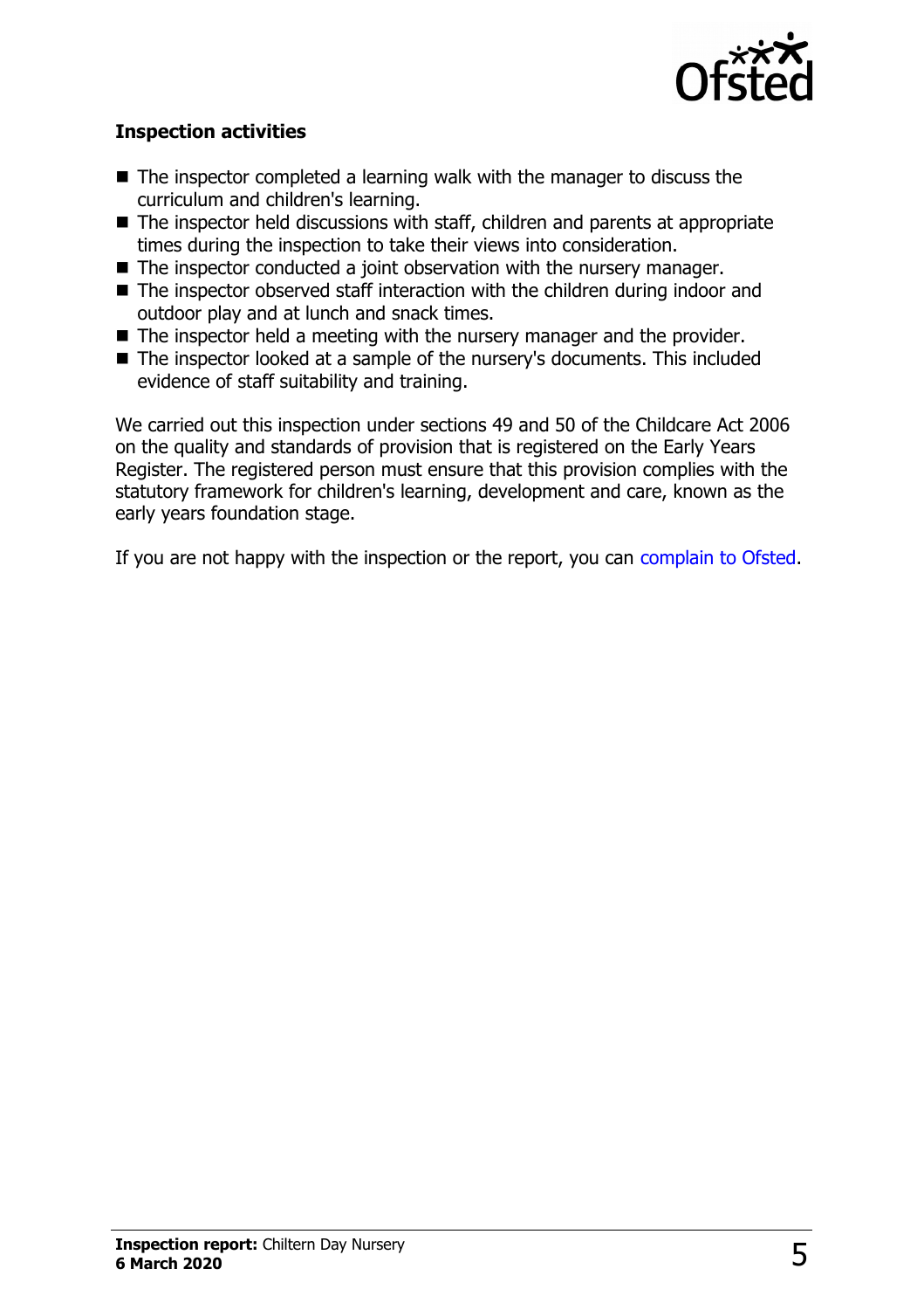### Inspection activities

- The inspector completed a learning walk with the manager to discuss the curriculum and children's learning.
- The inspector held discussions with staff, children and parents at appropriate times during the inspection to take their views into consideration.
- The inspector conducted a joint observation with the nursery manager.
- The inspector observed staff interaction with the children during indoor and outdoor play and at lunch and snack times.
- The inspector held a meeting with the nursery manager and the provider.
- The inspector looked at a sample of the nursery's documents. This included evidence of staff suitability and training.

We carried out this inspection under sections 49 and 50 of the Childcare Act 2006 on the quality and standards of provision that is registered on the Early Years Register. The registered person must ensure that this provision complies with the statutory framework for children's learning, development and care, known as the early years foundation stage.

If you are not happy with the inspection or the report, you can complain to Ofsted.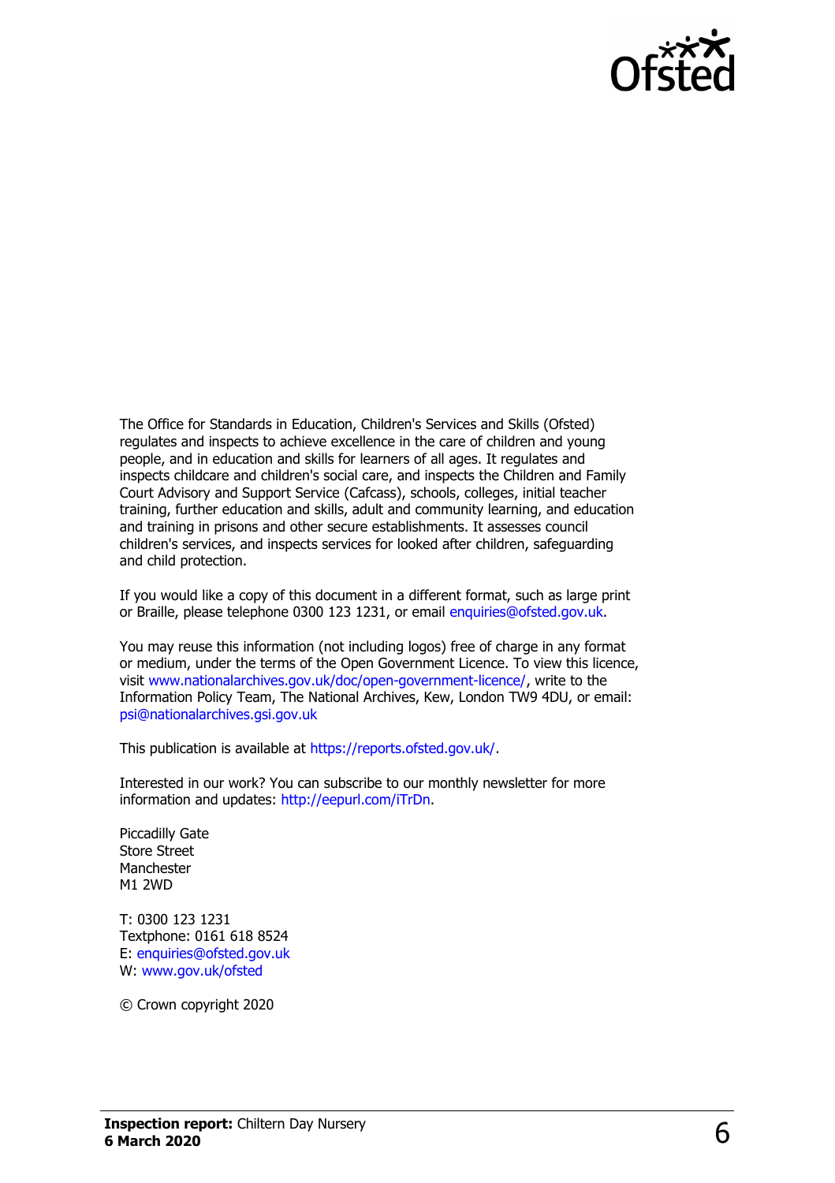The Office for Standards in Education, Children's Services and Skills (Ofsted) regulates and inspects to achieve excellence in the care of children and young people, and in education and skills for learners of all ages. It regulates and inspects childcare and children's social care, and inspects the Children and Family Court Advisory and Support Service (Cafcass), schools, colleges, initial teacher training, further education and skills, adult and community learning, and education and training in prisons and other secure establishments. It assesses council children's services, and inspects services for looked after children, safeguarding and child protection.

If you would like a copy of this document in a different format, such as large print or Braille, please telephone 0300 123 1231, or email enquiries@ofsted.gov.uk.

You may reuse this information (not including logos) free of charge in any format or medium, under the terms of the Open Government Licence. To view this licence, visit www.nationalarchives.gov.uk/doc/open-government-licence/, write to the Information Policy Team, The National Archives, Kew, London TW9 4DU, or email: psi@nationalarchives.gsi.gov.uk

This publication is available at https://reports.ofsted.gov.uk/.

Interested in our work? You can subscribe to our monthly newsletter for more information and updates: http://eepurl.com/iTrDn.

Piccadilly Gate
Store Street
Manchester
M1 2WD

T: 0300 123 1231
Textphone: 0161 618 8524
E: enquiries@ofsted.gov.uk
W: www.gov.uk/ofsted

© Crown copyright 2020